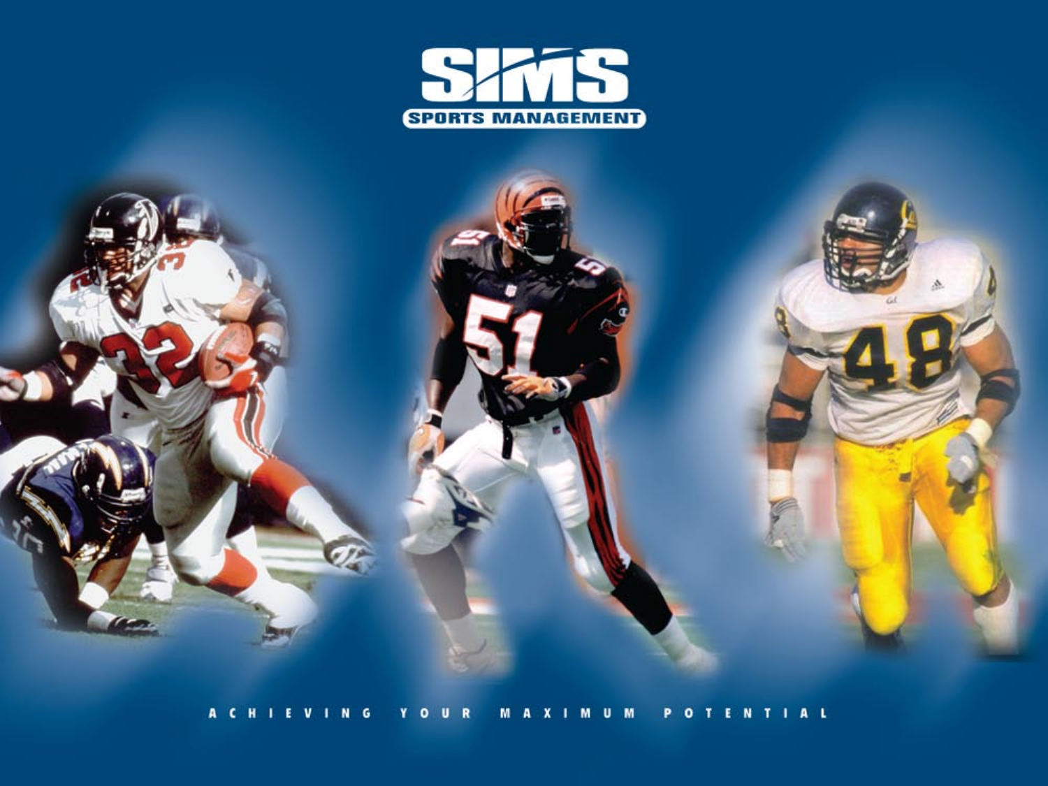# SIMS

## SPORTS MANAGEMENT

ACHIEVING YOUR MAXIMUM POTENTIAL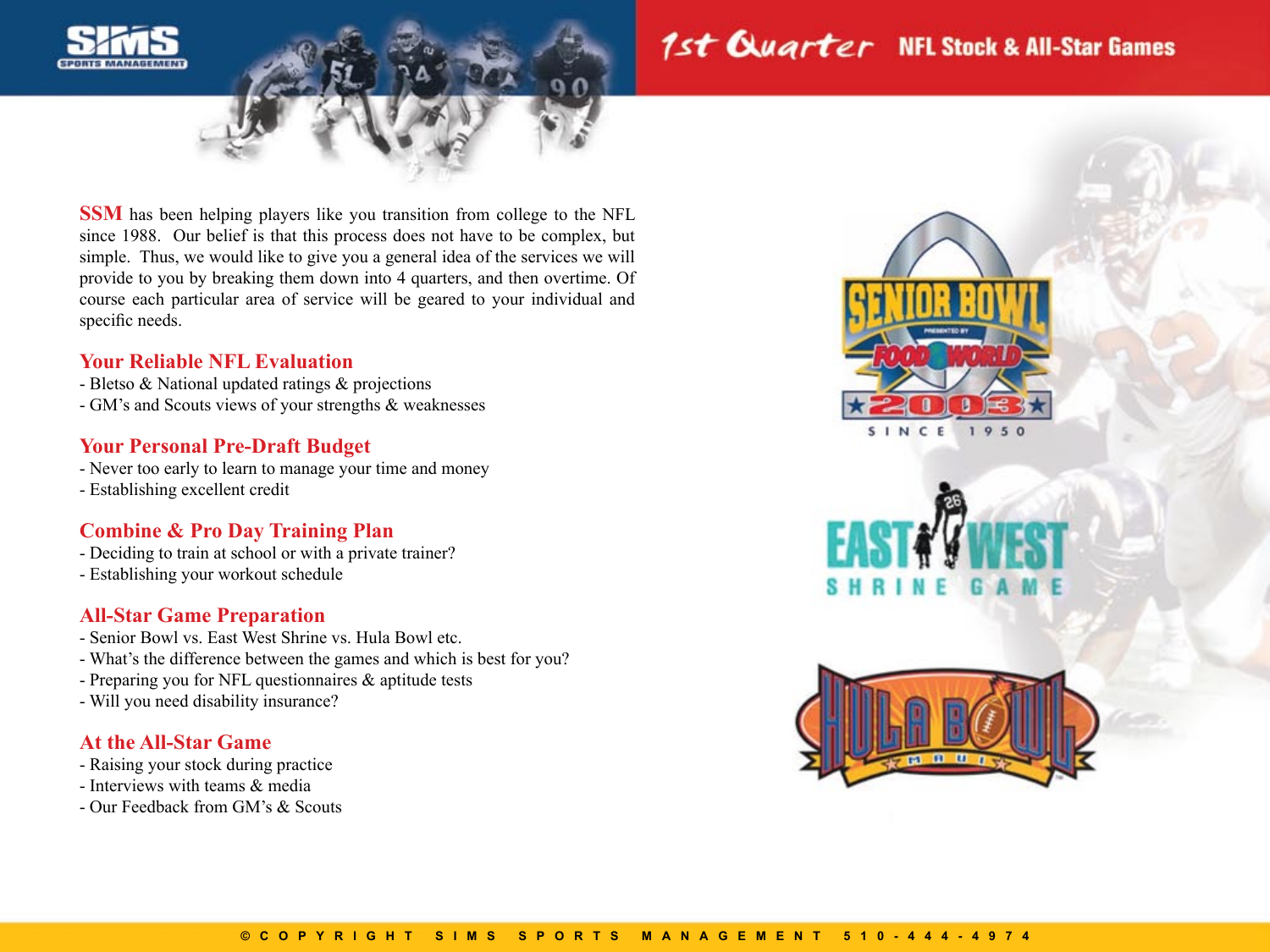# 1st Quarter NFL Stock & All-Star Games

**SSM** has been helping players like you transition from college to the NFL since 1988. Our belief is that this process does not have to be complex, but simple. Thus, we would like to give you a general idea of the services we will provide to you by breaking them down into 4 quarters, and then overtime. Of course each particular area of service will be geared to your individual and specific needs.

## Your Reliable NFL Evaluation

- Bletso & National updated ratings & projections
- GM's and Scouts views of your strengths & weaknesses

## Your Personal Pre-Draft Budget

- Never too early to learn to manage your time and money
- Establishing excellent credit

## Combine & Pro Day Training Plan

- Deciding to train at school or with a private trainer?
- Establishing your workout schedule

## All-Star Game Preparation

- Senior Bowl vs. East West Shrine vs. Hula Bowl etc.
- What's the difference between the games and which is best for you?
- Preparing you for NFL questionnaires & aptitude tests
- Will you need disability insurance?

## At the All-Star Game

- Raising your stock during practice
- Interviews with teams & media
- Our Feedback from GM's & Scouts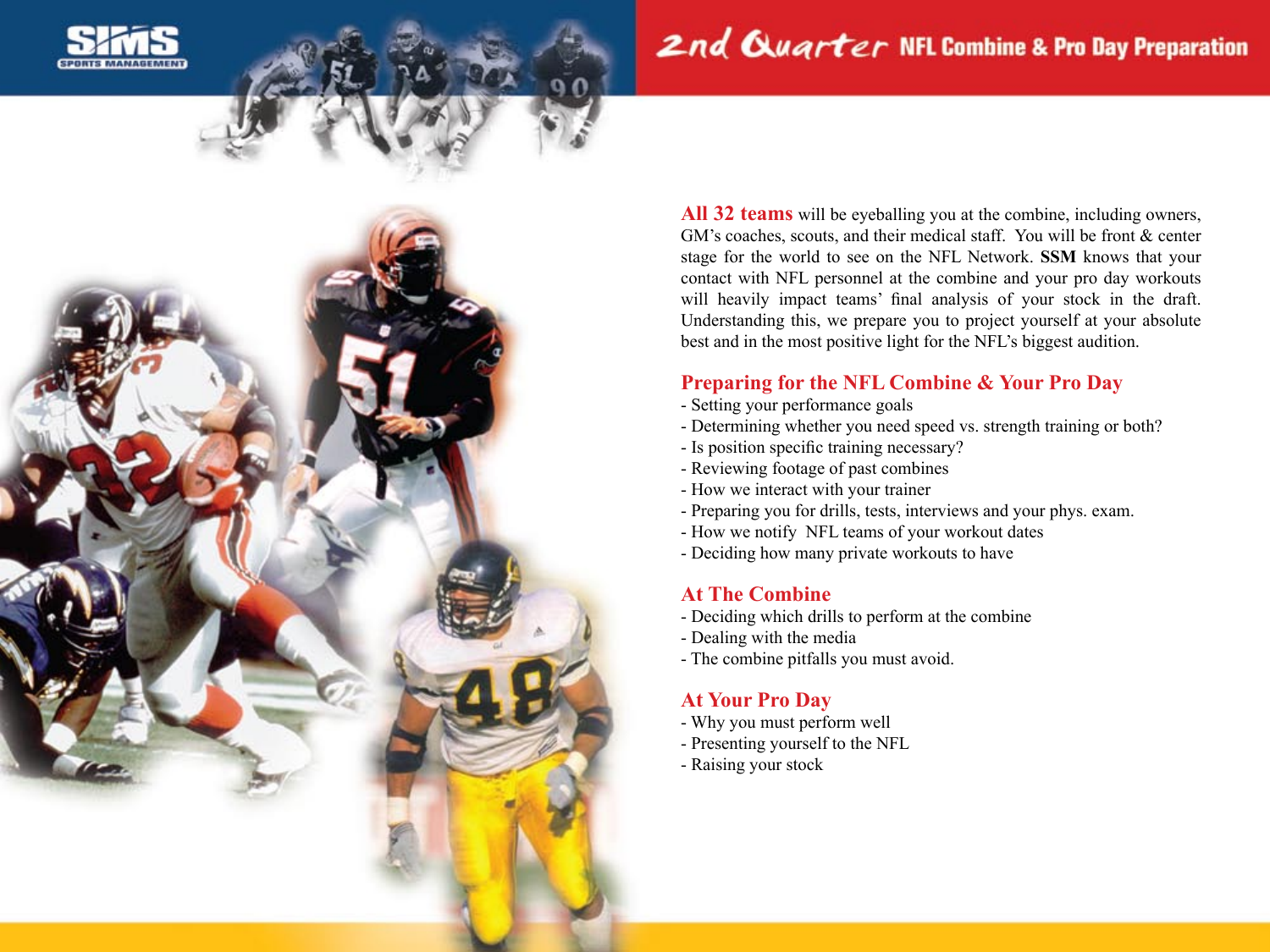# 2nd Quarter NFL Combine & Pro Day Preparation

**All 32 teams** will be eyeballing you at the combine, including owners, GM's coaches, scouts, and their medical staff. You will be front & center stage for the world to see on the NFL Network. **SSM** knows that your contact with NFL personnel at the combine and your pro day workouts will heavily impact teams' final analysis of your stock in the draft. Understanding this, we prepare you to project yourself at your absolute best and in the most positive light for the NFL's biggest audition.

## Preparing for the NFL Combine & Your Pro Day

- Setting your performance goals
- Determining whether you need speed vs. strength training or both?
- Is position specific training necessary?
- Reviewing footage of past combines
- How we interact with your trainer
- Preparing you for drills, tests, interviews and your phys. exam.
- How we notify NFL teams of your workout dates
- Deciding how many private workouts to have

## At The Combine

- Deciding which drills to perform at the combine
- Dealing with the media
- The combine pitfalls you must avoid.

## At Your Pro Day

- Why you must perform well
- Presenting yourself to the NFL
- Raising your stock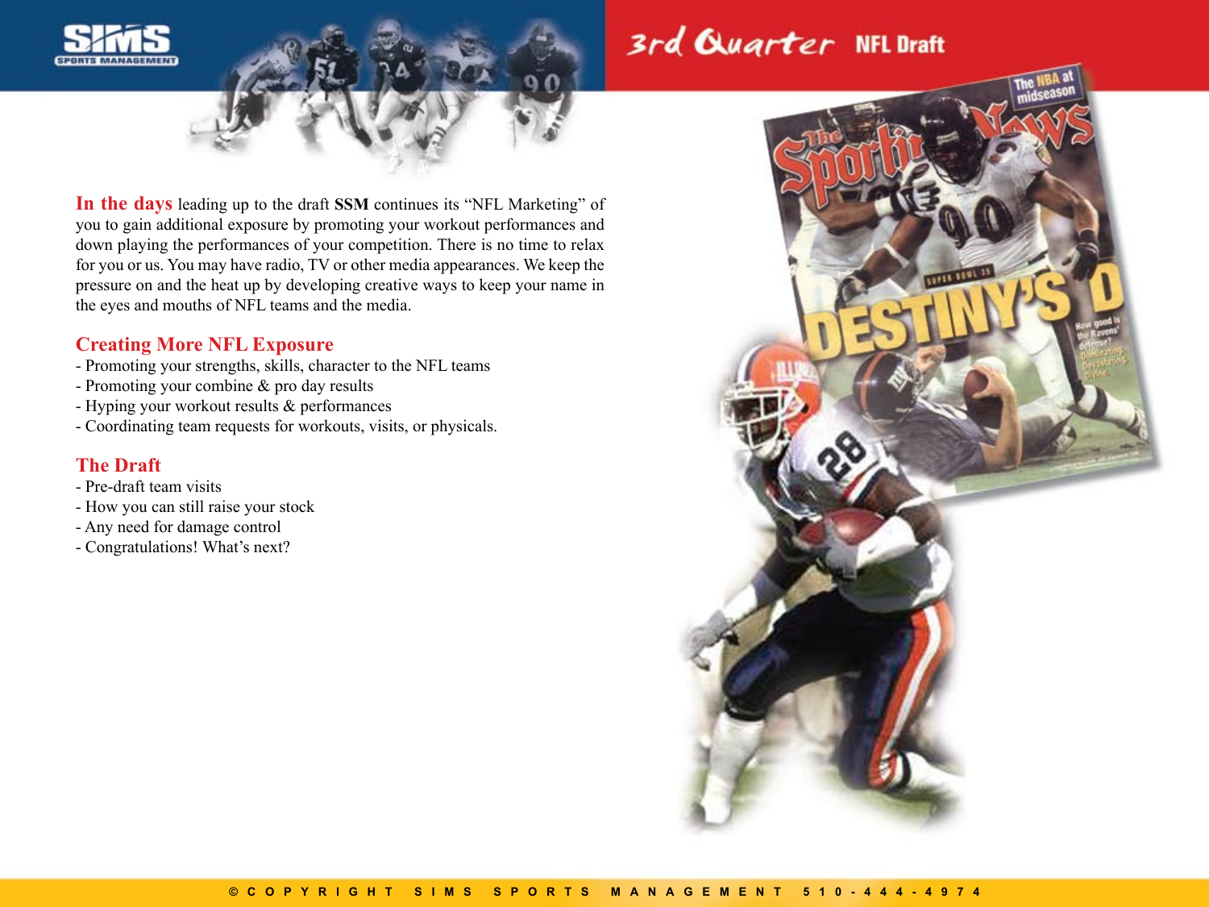# 3rd Quarter NFL Draft

**In the days** leading up to the draft **SSM** continues its "NFL Marketing" of you to gain additional exposure by promoting your workout performances and down playing the performances of your competition. There is no time to relax for you or us. You may have radio, TV or other media appearances. We keep the pressure on and the heat up by developing creative ways to keep your name in the eyes and mouths of NFL teams and the media.

## Creating More NFL Exposure

- Promoting your strengths, skills, character to the NFL teams
- Promoting your combine & pro day results
- Hyping your workout results & performances
- Coordinating team requests for workouts, visits, or physicals.

## The Draft

- Pre-draft team visits
- How you can still raise your stock
- Any need for damage control
- Congratulations! What's next?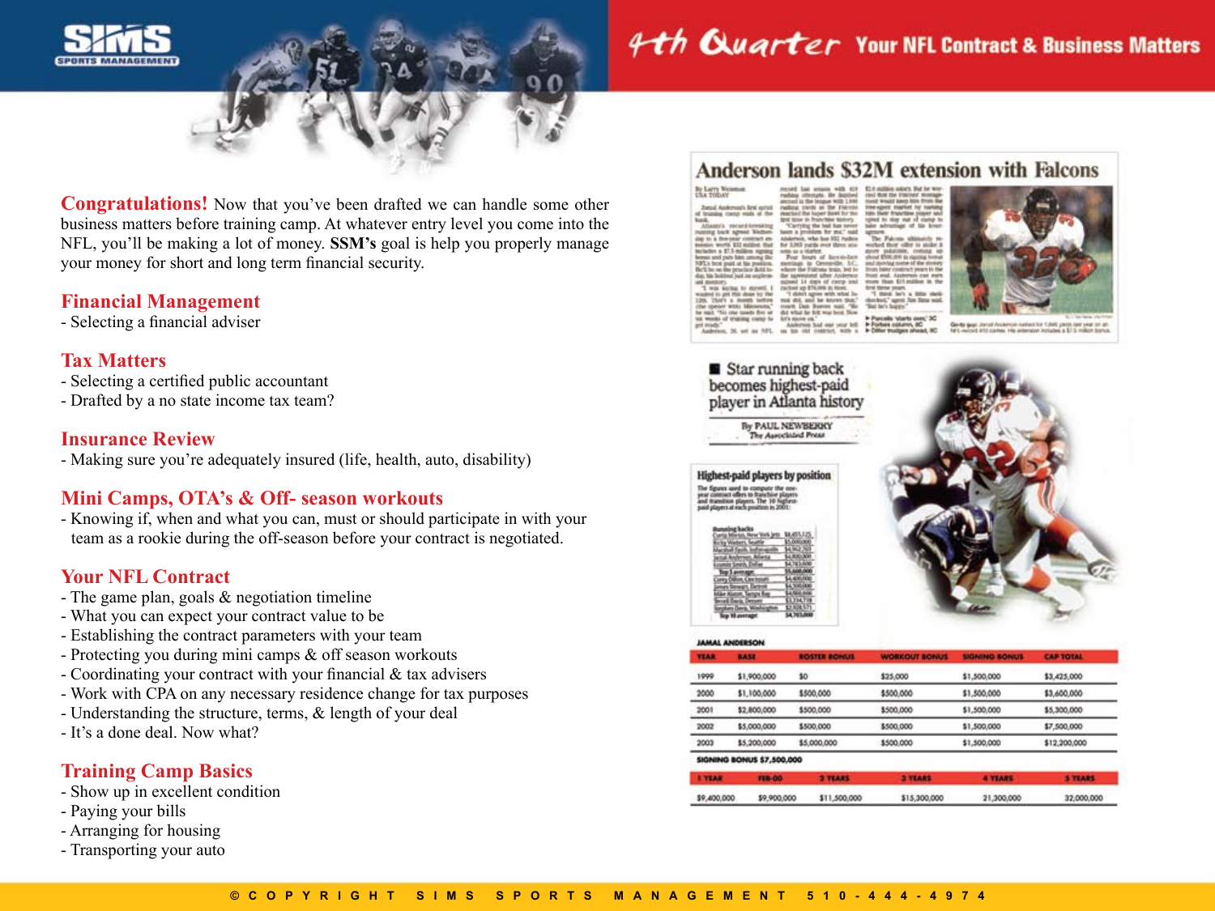# 4th Quarter Your NFL Contract & Business Matters

**Congratulations!** Now that you've been drafted we can handle some other business matters before training camp. At whatever entry level you come into the NFL, you'll be making a lot of money. **SSM's** goal is help you properly manage your money for short and long term financial security.

## Financial Management

- Selecting a financial adviser

## Tax Matters

- Selecting a certified public accountant
- Drafted by a no state income tax team?

## Insurance Review

- Making sure you're adequately insured (life, health, auto, disability)

## Mini Camps, OTA's & Off- season workouts

- Knowing if, when and what you can, must or should participate in with your team as a rookie during the off-season before your contract is negotiated.

## Your NFL Contract

- The game plan, goals & negotiation timeline
- What you can expect your contract value to be
- Establishing the contract parameters with your team
- Protecting you during mini camps & off season workouts
- Coordinating your contract with your financial & tax advisers
- Work with CPA on any necessary residence change for tax purposes
- Understanding the structure, terms, & length of your deal
- It's a done deal. Now what?

## Training Camp Basics

- Show up in excellent condition
- Paying your bills
- Arranging for housing
- Transporting your auto

## Anderson lands $32M extension with Falcons

**Star running back becomes highest-paid player in Atlanta history**

By PAUL NEWBERRY
The Associated Press

**JAMAL ANDERSON**

| YEAR | BASE | ROSTER BONUS | WORKOUT BONUS | SIGNING BONUS | CAP TOTAL |
|---|---|---|---|---|---|
| 1999 | $1,900,000 | $0 | $25,000 | $1,500,000 | $3,425,000 |
| 2000 | $1,100,000 | $500,000 | $500,000 | $1,500,000 | $3,600,000 |
| 2001 | $2,800,000 | $500,000 | $500,000 | $1,500,000 | $5,300,000 |
| 2002 | $5,000,000 | $500,000 | $500,000 | $1,500,000 | $7,500,000 |
| 2003 | $5,200,000 | $5,000,000 | $500,000 | $1,500,000 | $12,200,000 |

**SIGNING BONUS $7,500,000**

| 1 YEAR | FEB-00 | 2 YEARS | 3 YEARS | 4 YEARS | 5 YEARS |
|---|---|---|---|---|---|
| $9,400,000 | $9,900,000 | $11,500,000 | $15,300,000 | 21,300,000 | 32,000,000 |

© COPYRIGHT SIMS SPORTS MANAGEMENT 510-444-4974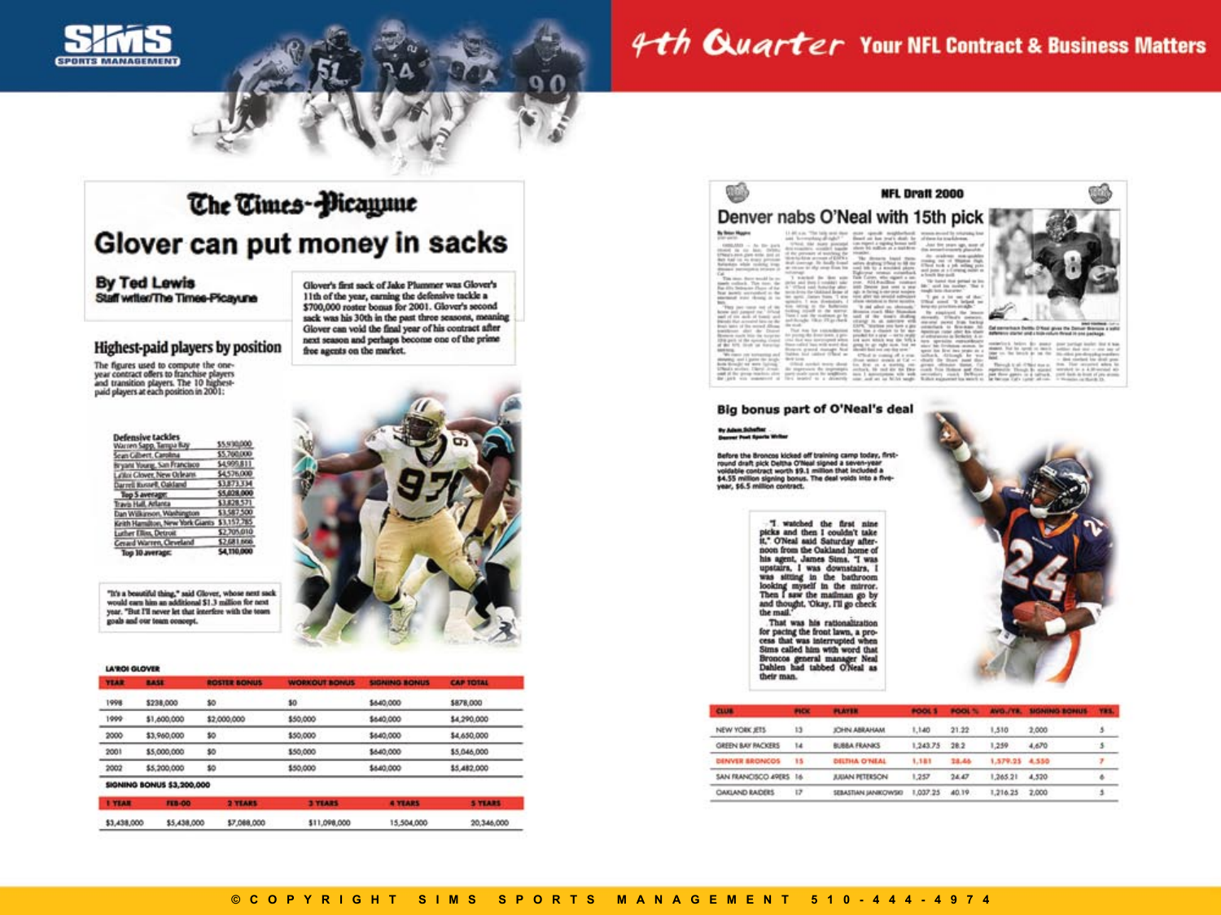# 4th Quarter Your NFL Contract & Business Matters

## The Times-Picayune

# Glover can put money in sacks

**By Ted Lewis**
**Staff writer/The Times-Picayune**

Glover's first sack of Jake Plummer was Glover's 11th of the year, earning the defensive tackle a $700,000 roster bonus for 2001. Glover's second sack was his 30th in the past three seasons, meaning Glover can void the final year of his contract after next season and perhaps become one of the prime free agents on the market.

### Highest-paid players by position

The figures used to compute the one-year contract offers to franchise players and transition players. The 10 highest-paid players at each position in 2001:

| Defensive tackles | |
|---|---|
| Warren Sapp, Tampa Bay | $5,930,000 |
| Sean Gilbert, Carolina | $5,760,000 |
| Bryant Young, San Francisco | $4,999,811 |
| La'Roi Glover, New Orleans | $4,576,000 |
| Darrell Russell, Oakland | $3,873,334 |
| **Top 5 average:** | **$5,028,000** |
| Travis Hall, Atlanta | $3,828,571 |
| Dan Wilkinson, Washington | $3,587,500 |
| Keith Hamilton, New York Giants | $3,357,785 |
| Luther Ellis, Detroit | $2,705,010 |
| Gerard Warren, Cleveland | $2,681,666 |
| **Top 10 average:** | **$4,110,000** |

"It's a beautiful thing," said Glover, whose next sack would earn him an additional $1.3 million for next year. "But I'll never let that interfere with the team goals and our team concept.

**LA'ROI GLOVER**

| YEAR | BASE | ROSTER BONUS | WORKOUT BONUS | SIGNING BONUS | CAP TOTAL |
|---|---|---|---|---|---|
| 1998 | $238,000 | $0 | $0 | $640,000 | $878,000 |
| 1999 | $1,600,000 | $2,000,000 | $50,000 | $640,000 | $4,290,000 |
| 2000 | $3,960,000 | $0 | $50,000 | $640,000 | $4,650,000 |
| 2001 | $5,000,000 | $0 | $50,000 | $640,000 | $5,046,000 |
| 2002 | $5,200,000 | $0 | $50,000 | $640,000 | $5,482,000 |

**SIGNING BONUS $3,200,000**

| 1 YEAR | FEB-00 | 2 YEARS | 3 YEARS | 4 YEARS | 5 YEARS |
|---|---|---|---|---|---|
| $3,438,000 | $5,438,000 | $7,088,000 | $11,098,000 | 15,504,000 | 20,346,000 |

## NFL Draft 2000

# Denver nabs O'Neal with 15th pick

# Big bonus part of O'Neal's deal

**By Adam Schefter**
**Denver Post Sports Writer**

Before the Broncos kicked off training camp today, first-round draft pick Deltha O'Neal signed a seven-year voidable contract worth $9.1 million that included a $4.55 million signing bonus. The deal voids into a five-year, $6.5 million contract.

"I watched the first nine picks and then I couldn't take it," O'Neal said Saturday afternoon from the Oakland home of his agent, James Sims. "I was upstairs, I was downstairs, I was sitting in the bathroom looking myself in the mirror. Then I saw the mailman go by and thought, 'Okay, I'll go check the mail.'"

That was his rationalization for pacing the front lawn, a process that was interrupted when Sims called him with word that Broncos general manager Neal Dahlen had tabbed O'Neal as their man.

| CLUB | PICK | PLAYER | POOL $ | POOL % | AVG./YR. | SIGNING BONUS | YRS. |
|---|---|---|---|---|---|---|---|
| NEW YORK JETS | 13 | JOHN ABRAHAM | 1,140 | 21.22 | 1,510 | 2,000 | 5 |
| GREEN BAY PACKERS | 14 | BUBBA FRANKS | 1,243.75 | 28.2 | 1,259 | 4,670 | 5 |
| DENVER BRONCOS | 15 | DELTHA O'NEAL | 1,181 | 38.46 | 1,579.25 | 4,550 | 7 |
| SAN FRANCISCO 49ERS | 16 | JULIAN PETERSON | 1,257 | 24.47 | 1,265.21 | 4,520 | 6 |
| OAKLAND RAIDERS | 17 | SEBASTIAN JANIKOWSKI | 1,037.25 | 40.19 | 1,216.25 | 2,000 | 5 |

© COPYRIGHT SIMS SPORTS MANAGEMENT 510-444-4974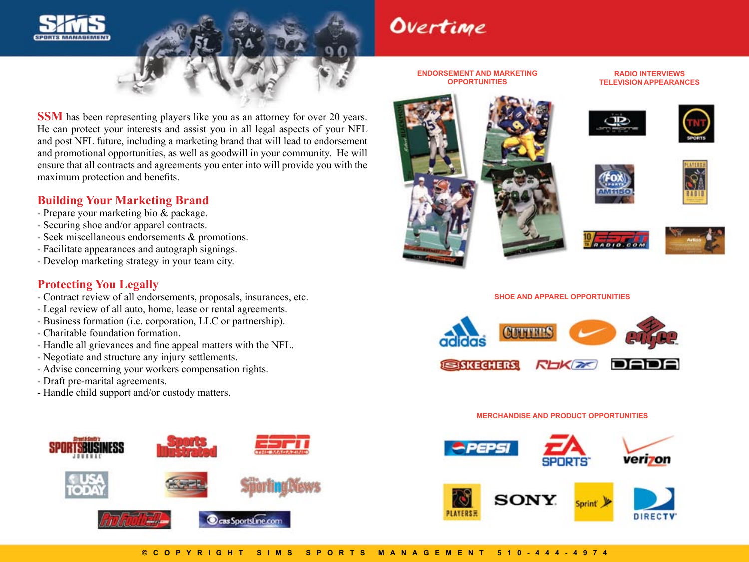# Overtime

SSM has been representing players like you as an attorney for over 20 years. He can protect your interests and assist you in all legal aspects of your NFL and post NFL future, including a marketing brand that will lead to endorsement and promotional opportunities, as well as goodwill in your community. He will ensure that all contracts and agreements you enter into will provide you with the maximum protection and benefits.

## Building Your Marketing Brand

- Prepare your marketing bio & package.
- Securing shoe and/or apparel contracts.
- Seek miscellaneous endorsements & promotions.
- Facilitate appearances and autograph signings.
- Develop marketing strategy in your team city.

## Protecting You Legally

- Contract review of all endorsements, proposals, insurances, etc.
- Legal review of all auto, home, lease or rental agreements.
- Business formation (i.e. corporation, LLC or partnership).
- Charitable foundation formation.
- Handle all grievances and fine appeal matters with the NFL.
- Negotiate and structure any injury settlements.
- Advise concerning your workers compensation rights.
- Draft pre-marital agreements.
- Handle child support and/or custody matters.

ENDORSEMENT AND MARKETING OPPORTUNITIES

RADIO INTERVIEWS
TELEVISION APPEARANCES

SHOE AND APPAREL OPPORTUNITIES

MERCHANDISE AND PRODUCT OPPORTUNITIES

© COPYRIGHT SIMS SPORTS MANAGEMENT 510-444-4974